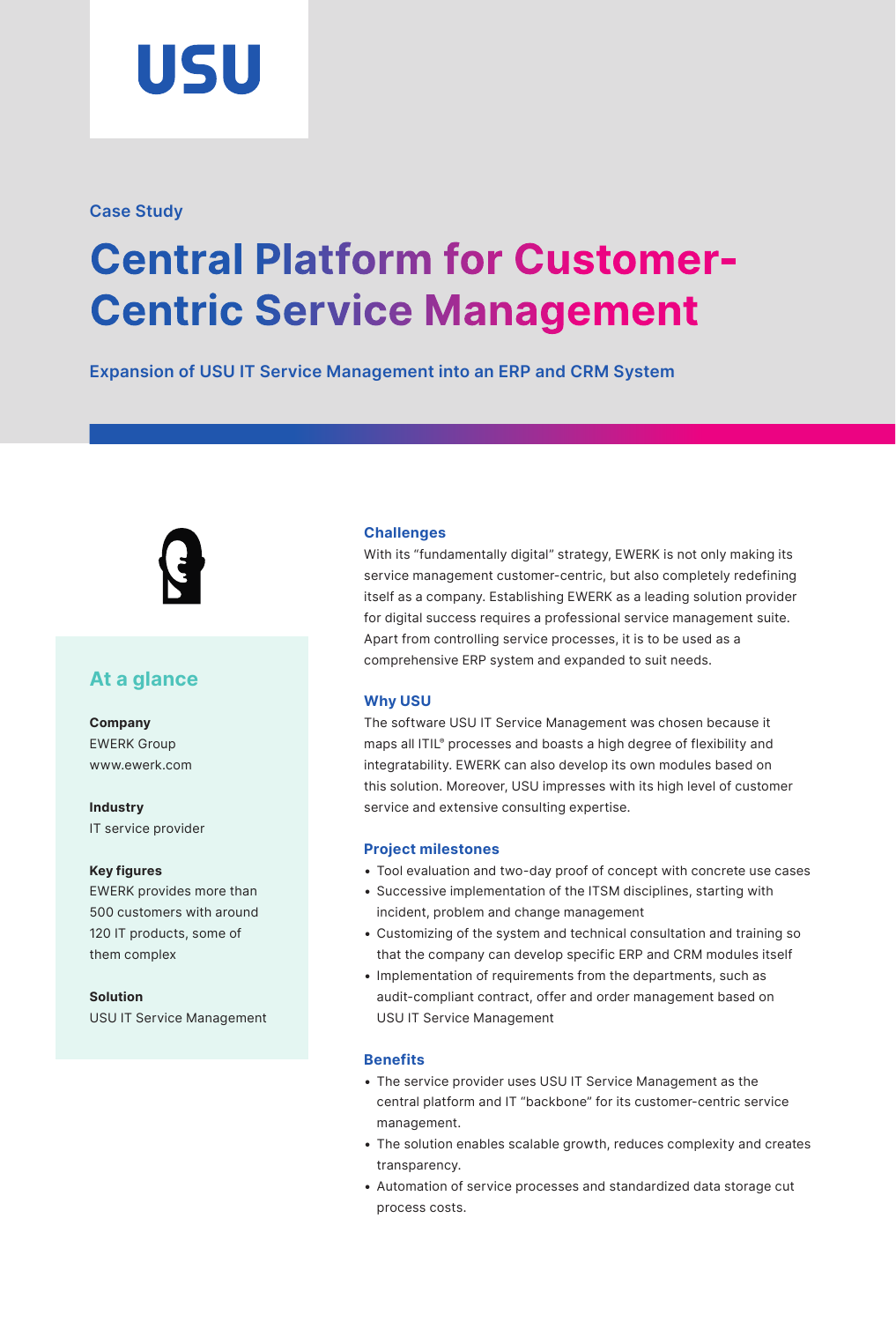USU

Case Study

# Central Platform for Customer-Centric Service Management

**Expansion of USU IT Service Management into an ERP and CRM System**

## At a glance

**Company**
EWERK Group
www.ewerk.com

**Industry**
IT service provider

**Key figures**
EWERK provides more than 500 customers with around 120 IT products, some of them complex

**Solution**
USU IT Service Management

### Challenges

With its "fundamentally digital" strategy, EWERK is not only making its service management customer-centric, but also completely redefining itself as a company. Establishing EWERK as a leading solution provider for digital success requires a professional service management suite. Apart from controlling service processes, it is to be used as a comprehensive ERP system and expanded to suit needs.

### Why USU

The software USU IT Service Management was chosen because it maps all ITIL® processes and boasts a high degree of flexibility and integratability. EWERK can also develop its own modules based on this solution. Moreover, USU impresses with its high level of customer service and extensive consulting expertise.

### Project milestones

- Tool evaluation and two-day proof of concept with concrete use cases
- Successive implementation of the ITSM disciplines, starting with incident, problem and change management
- Customizing of the system and technical consultation and training so that the company can develop specific ERP and CRM modules itself
- Implementation of requirements from the departments, such as audit-compliant contract, offer and order management based on USU IT Service Management

### Benefits

- The service provider uses USU IT Service Management as the central platform and IT "backbone" for its customer-centric service management.
- The solution enables scalable growth, reduces complexity and creates transparency.
- Automation of service processes and standardized data storage cut process costs.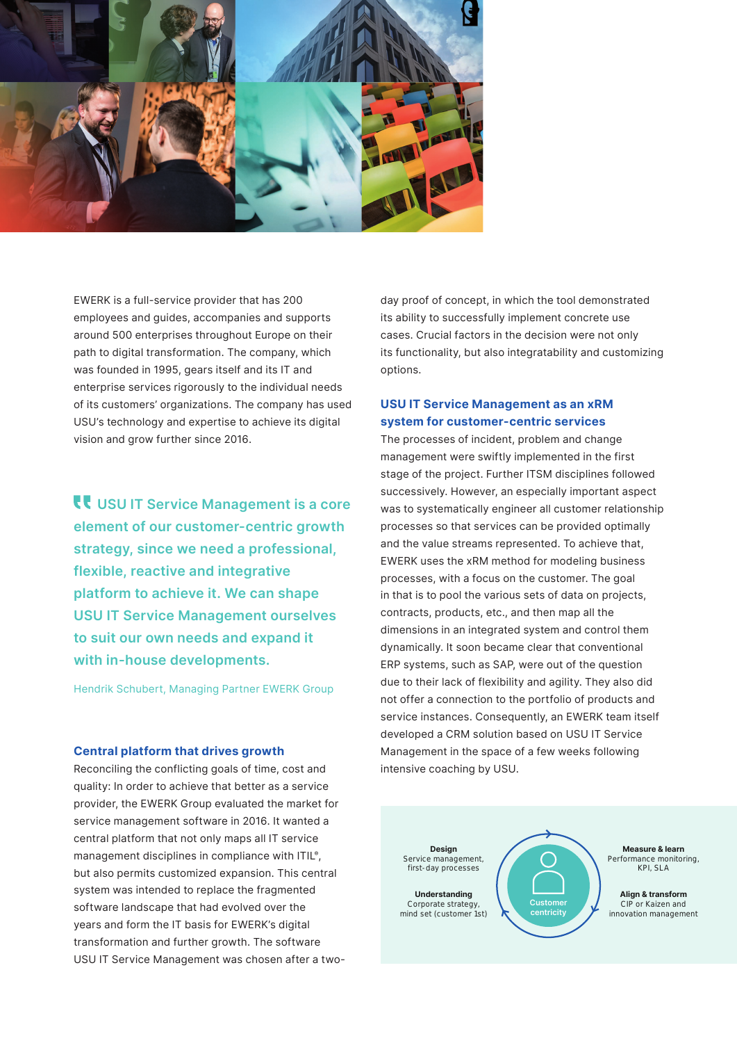EWERK is a full-service provider that has 200 employees and guides, accompanies and supports around 500 enterprises throughout Europe on their path to digital transformation. The company, which was founded in 1995, gears itself and its IT and enterprise services rigorously to the individual needs of its customers' organizations. The company has used USU's technology and expertise to achieve its digital vision and grow further since 2016.

> **USU IT Service Management is a core element of our customer-centric growth strategy, since we need a professional, flexible, reactive and integrative platform to achieve it. We can shape USU IT Service Management ourselves to suit our own needs and expand it with in-house developments.**
>
> Hendrik Schubert, Managing Partner EWERK Group

### Central platform that drives growth

Reconciling the conflicting goals of time, cost and quality: In order to achieve that better as a service provider, the EWERK Group evaluated the market for service management software in 2016. It wanted a central platform that not only maps all IT service management disciplines in compliance with ITIL®, but also permits customized expansion. This central system was intended to replace the fragmented software landscape that had evolved over the years and form the IT basis for EWERK's digital transformation and further growth. The software USU IT Service Management was chosen after a two-day proof of concept, in which the tool demonstrated its ability to successfully implement concrete use cases. Crucial factors in the decision were not only its functionality, but also integratability and customizing options.

### USU IT Service Management as an xRM system for customer-centric services

The processes of incident, problem and change management were swiftly implemented in the first stage of the project. Further ITSM disciplines followed successively. However, an especially important aspect was to systematically engineer all customer relationship processes so that services can be provided optimally and the value streams represented. To achieve that, EWERK uses the xRM method for modeling business processes, with a focus on the customer. The goal in that is to pool the various sets of data on projects, contracts, products, etc., and then map all the dimensions in an integrated system and control them dynamically. It soon became clear that conventional ERP systems, such as SAP, were out of the question due to their lack of flexibility and agility. They also did not offer a connection to the portfolio of products and service instances. Consequently, an EWERK team itself developed a CRM solution based on USU IT Service Management in the space of a few weeks following intensive coaching by USU.

**Design**
Service management, first-day processes

**Understanding**
Corporate strategy, mind set (customer 1st)

Customer centricity

**Measure & learn**
Performance monitoring, KPI, SLA

**Align & transform**
CIP or Kaizen and innovation management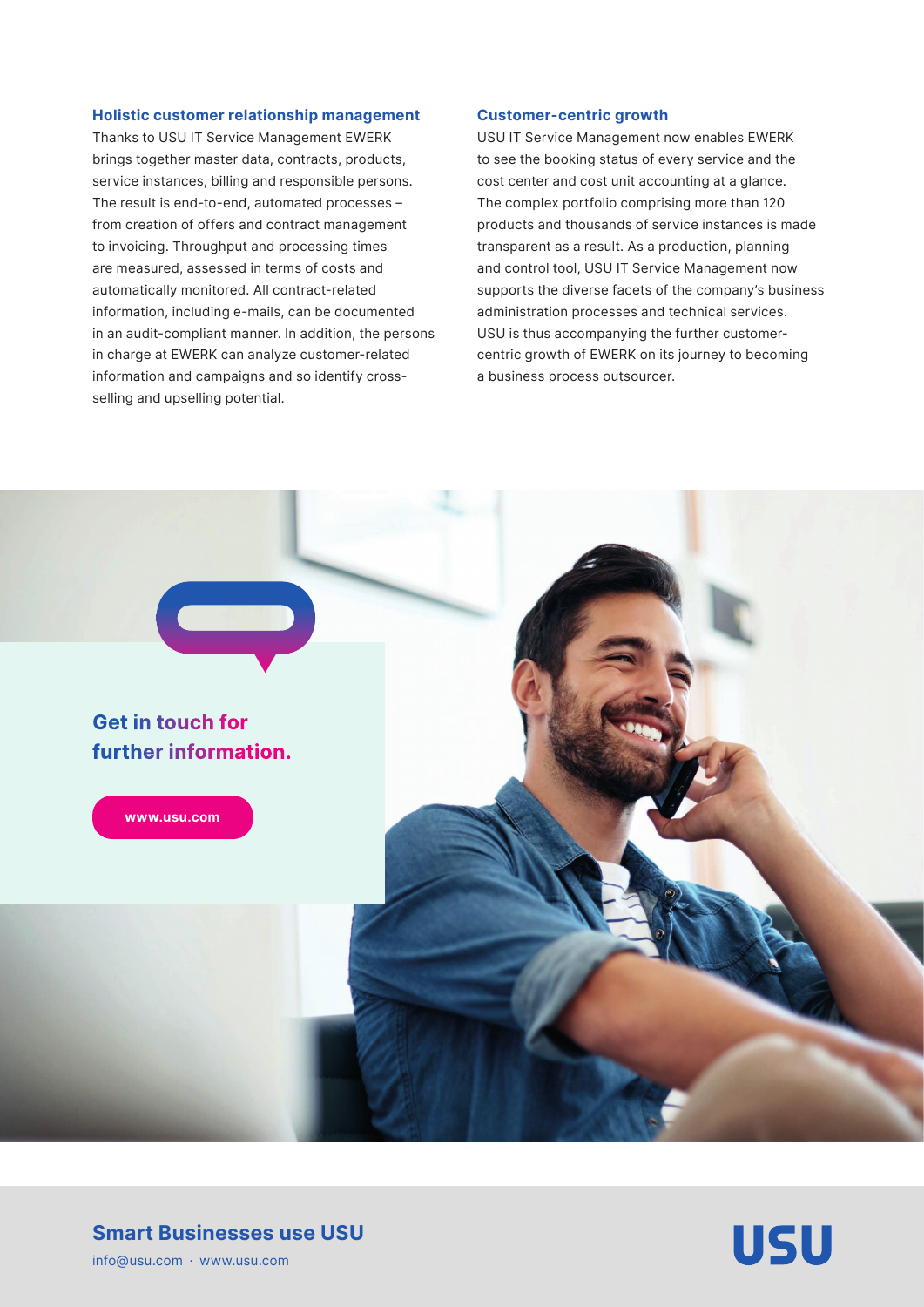### Holistic customer relationship management

Thanks to USU IT Service Management EWERK brings together master data, contracts, products, service instances, billing and responsible persons. The result is end-to-end, automated processes – from creation of offers and contract management to invoicing. Throughput and processing times are measured, assessed in terms of costs and automatically monitored. All contract-related information, including e-mails, can be documented in an audit-compliant manner. In addition, the persons in charge at EWERK can analyze customer-related information and campaigns and so identify cross-selling and upselling potential.

### Customer-centric growth

USU IT Service Management now enables EWERK to see the booking status of every service and the cost center and cost unit accounting at a glance. The complex portfolio comprising more than 120 products and thousands of service instances is made transparent as a result. As a production, planning and control tool, USU IT Service Management now supports the diverse facets of the company's business administration processes and technical services. USU is thus accompanying the further customer-centric growth of EWERK on its journey to becoming a business process outsourcer.

**Get in touch for further information.**

www.usu.com

**Smart Businesses use USU**

info@usu.com · www.usu.com

USU